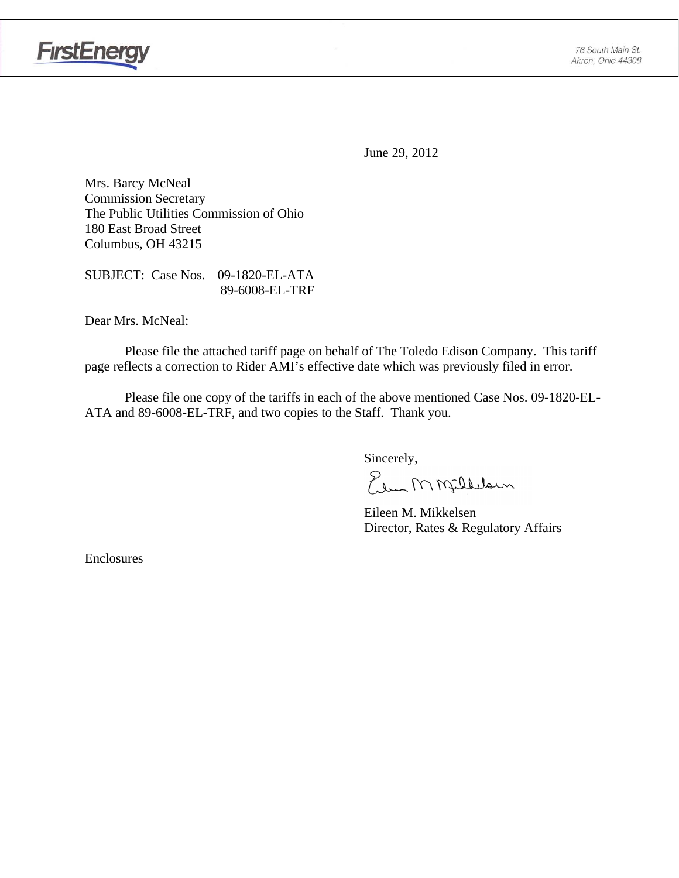FirstEnergy

76 South Main St.
Akron, Ohio 44308

June 29, 2012

Mrs. Barcy McNeal
Commission Secretary
The Public Utilities Commission of Ohio
180 East Broad Street
Columbus, OH 43215

SUBJECT: Case Nos. 09-1820-EL-ATA
89-6008-EL-TRF

Dear Mrs. McNeal:

Please file the attached tariff page on behalf of The Toledo Edison Company. This tariff page reflects a correction to Rider AMI's effective date which was previously filed in error.

Please file one copy of the tariffs in each of the above mentioned Case Nos. 09-1820-EL-ATA and 89-6008-EL-TRF, and two copies to the Staff. Thank you.

Sincerely,

Eileen M. Mikkelsen
Director, Rates & Regulatory Affairs

Enclosures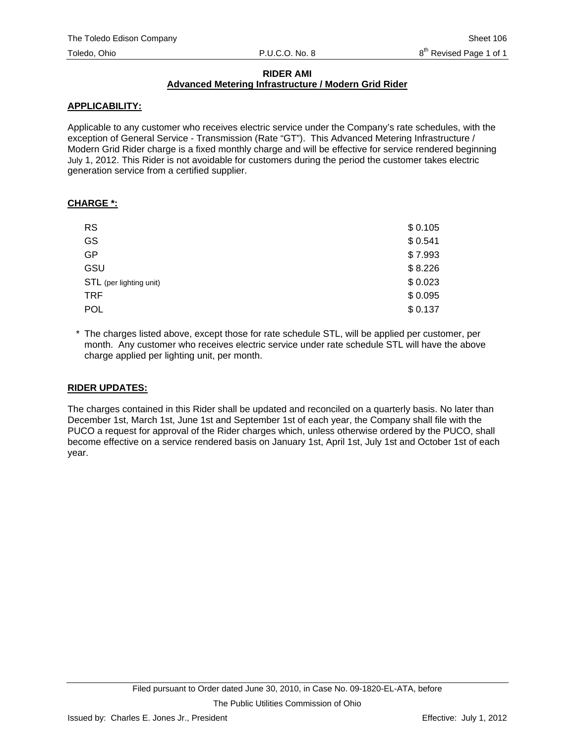The Toledo Edison Company | Sheet 106
Toledo, Ohio | P.U.C.O. No. 8 | 8th Revised Page 1 of 1

**RIDER AMI**
**Advanced Metering Infrastructure / Modern Grid Rider**

**APPLICABILITY:**

Applicable to any customer who receives electric service under the Company's rate schedules, with the exception of General Service - Transmission (Rate "GT"). This Advanced Metering Infrastructure / Modern Grid Rider charge is a fixed monthly charge and will be effective for service rendered beginning July 1, 2012. This Rider is not avoidable for customers during the period the customer takes electric generation service from a certified supplier.

**CHARGE *:**

| | |
|---|---|
| RS | $ 0.105 |
| GS | $ 0.541 |
| GP | $ 7.993 |
| GSU | $ 8.226 |
| STL (per lighting unit) | $ 0.023 |
| TRF | $ 0.095 |
| POL | $ 0.137 |

\* The charges listed above, except those for rate schedule STL, will be applied per customer, per month. Any customer who receives electric service under rate schedule STL will have the above charge applied per lighting unit, per month.

**RIDER UPDATES:**

The charges contained in this Rider shall be updated and reconciled on a quarterly basis. No later than December 1st, March 1st, June 1st and September 1st of each year, the Company shall file with the PUCO a request for approval of the Rider charges which, unless otherwise ordered by the PUCO, shall become effective on a service rendered basis on January 1st, April 1st, July 1st and October 1st of each year.

Filed pursuant to Order dated June 30, 2010, in Case No. 09-1820-EL-ATA, before The Public Utilities Commission of Ohio

Issued by: Charles E. Jones Jr., President | Effective: July 1, 2012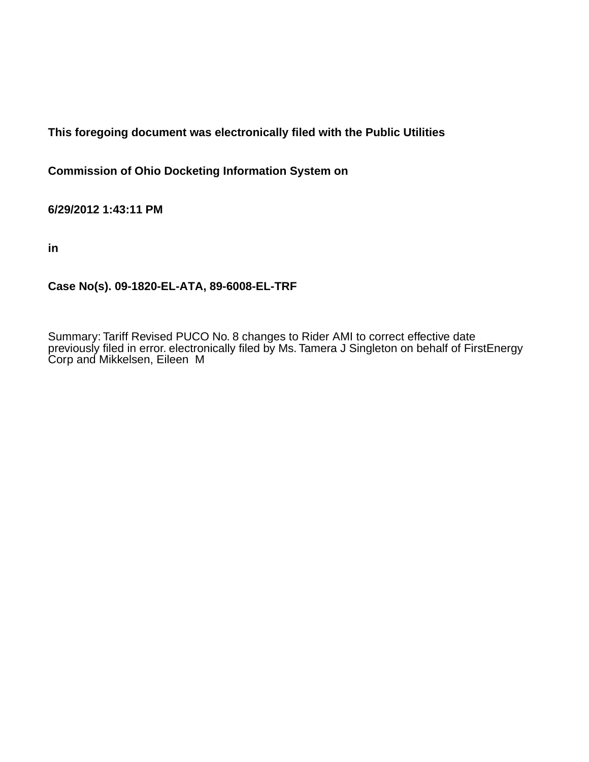**This foregoing document was electronically filed with the Public Utilities**

**Commission of Ohio Docketing Information System on**

**6/29/2012 1:43:11 PM**

**in**

**Case No(s). 09-1820-EL-ATA, 89-6008-EL-TRF**

Summary: Tariff Revised PUCO No. 8 changes to Rider AMI to correct effective date previously filed in error. electronically filed by Ms. Tamera J Singleton on behalf of FirstEnergy Corp and Mikkelsen, Eileen M